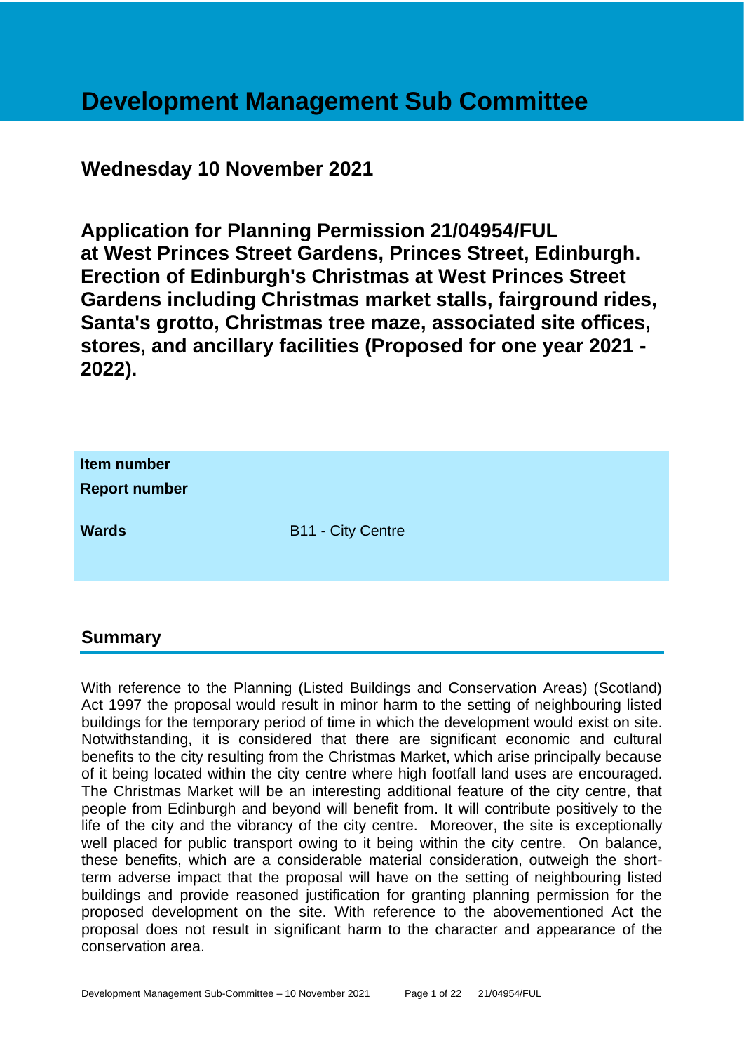# Development Management Sub Committee

## Wednesday 10 November 2021

## Application for Planning Permission 21/04954/FUL at West Princes Street Gardens, Princes Street, Edinburgh. Erection of Edinburgh's Christmas at West Princes Street Gardens including Christmas market stalls, fairground rides, Santa's grotto, Christmas tree maze, associated site offices, stores, and ancillary facilities (Proposed for one year 2021 - 2022).

| | |
|---|---|
| **Item number** | |
| **Report number** | |
| **Wards** | B11 - City Centre |

## Summary

With reference to the Planning (Listed Buildings and Conservation Areas) (Scotland) Act 1997 the proposal would result in minor harm to the setting of neighbouring listed buildings for the temporary period of time in which the development would exist on site. Notwithstanding, it is considered that there are significant economic and cultural benefits to the city resulting from the Christmas Market, which arise principally because of it being located within the city centre where high footfall land uses are encouraged. The Christmas Market will be an interesting additional feature of the city centre, that people from Edinburgh and beyond will benefit from. It will contribute positively to the life of the city and the vibrancy of the city centre. Moreover, the site is exceptionally well placed for public transport owing to it being within the city centre. On balance, these benefits, which are a considerable material consideration, outweigh the short-term adverse impact that the proposal will have on the setting of neighbouring listed buildings and provide reasoned justification for granting planning permission for the proposed development on the site. With reference to the abovementioned Act the proposal does not result in significant harm to the character and appearance of the conservation area.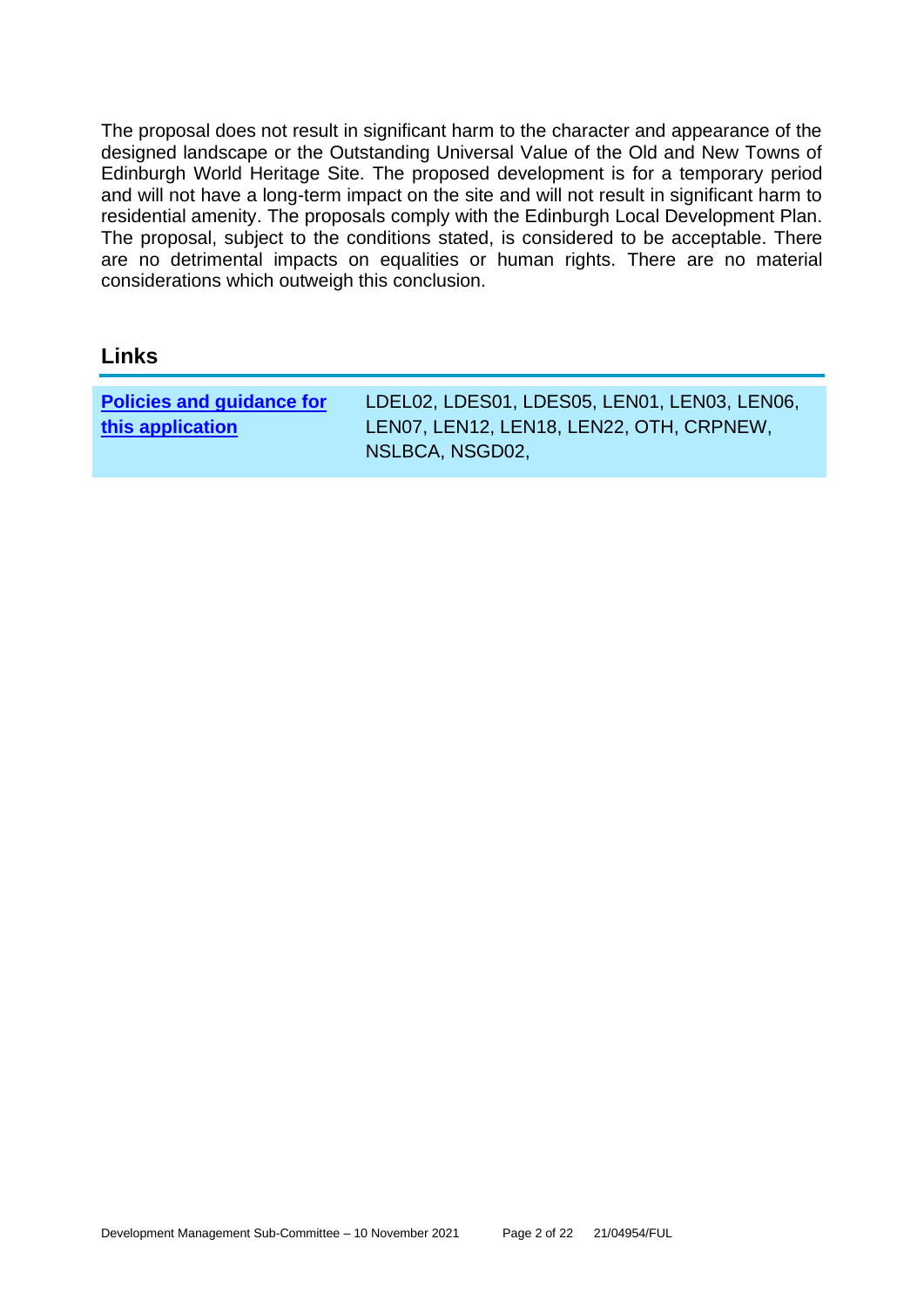The proposal does not result in significant harm to the character and appearance of the designed landscape or the Outstanding Universal Value of the Old and New Towns of Edinburgh World Heritage Site. The proposed development is for a temporary period and will not have a long-term impact on the site and will not result in significant harm to residential amenity. The proposals comply with the Edinburgh Local Development Plan. The proposal, subject to the conditions stated, is considered to be acceptable. There are no detrimental impacts on equalities or human rights. There are no material considerations which outweigh this conclusion.

## Links

| **Policies and guidance for this application** | LDEL02, LDES01, LDES05, LEN01, LEN03, LEN06, LEN07, LEN12, LEN18, LEN22, OTH, CRPNEW, NSLBCA, NSGD02, |
|---|---|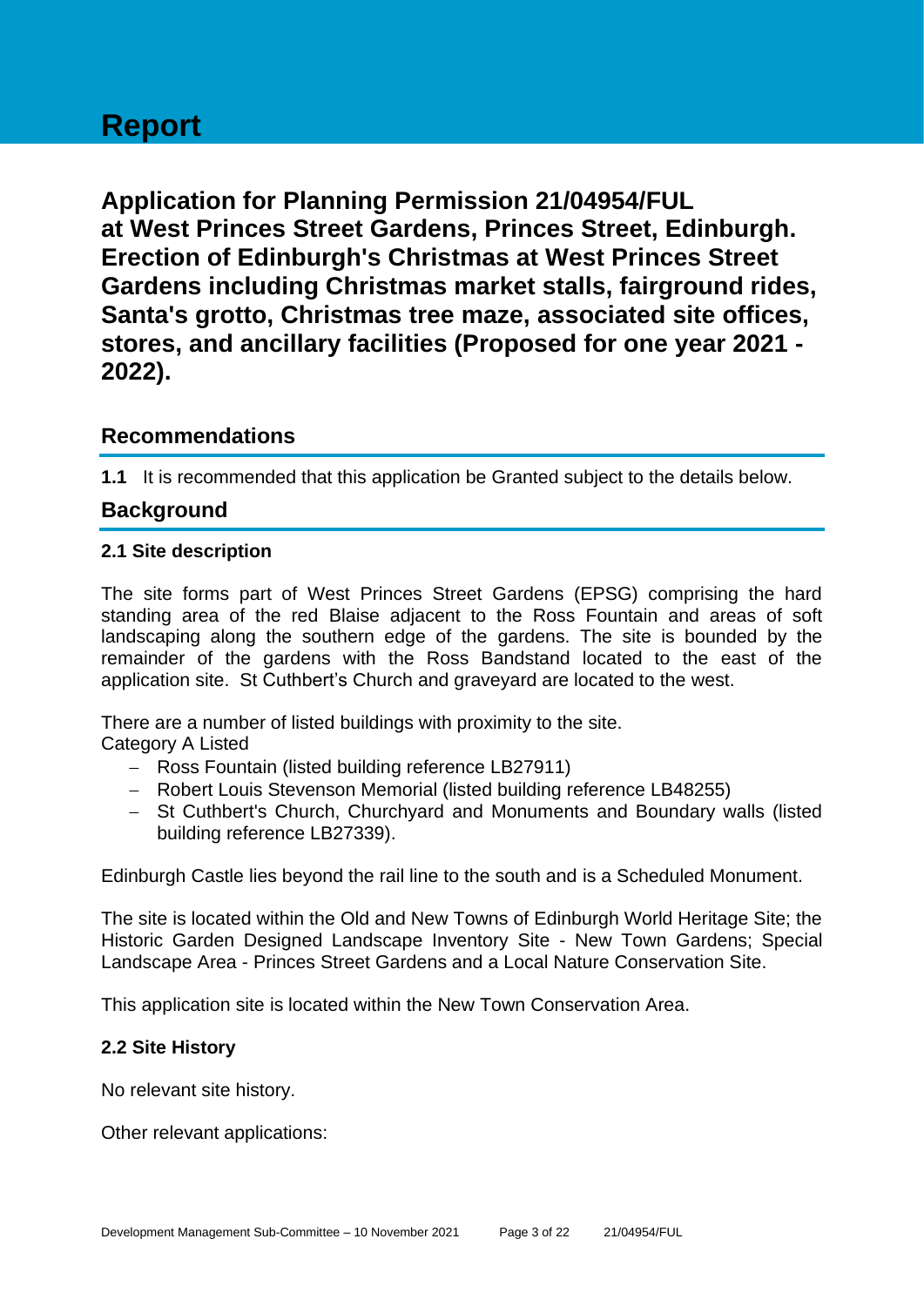# Report

**Application for Planning Permission 21/04954/FUL at West Princes Street Gardens, Princes Street, Edinburgh. Erection of Edinburgh's Christmas at West Princes Street Gardens including Christmas market stalls, fairground rides, Santa's grotto, Christmas tree maze, associated site offices, stores, and ancillary facilities (Proposed for one year 2021 - 2022).**

## Recommendations

**1.1** It is recommended that this application be Granted subject to the details below.

## Background

### 2.1 Site description

The site forms part of West Princes Street Gardens (EPSG) comprising the hard standing area of the red Blaise adjacent to the Ross Fountain and areas of soft landscaping along the southern edge of the gardens. The site is bounded by the remainder of the gardens with the Ross Bandstand located to the east of the application site. St Cuthbert's Church and graveyard are located to the west.

There are a number of listed buildings with proximity to the site.
Category A Listed

- Ross Fountain (listed building reference LB27911)
- Robert Louis Stevenson Memorial (listed building reference LB48255)
- St Cuthbert's Church, Churchyard and Monuments and Boundary walls (listed building reference LB27339).

Edinburgh Castle lies beyond the rail line to the south and is a Scheduled Monument.

The site is located within the Old and New Towns of Edinburgh World Heritage Site; the Historic Garden Designed Landscape Inventory Site - New Town Gardens; Special Landscape Area - Princes Street Gardens and a Local Nature Conservation Site.

This application site is located within the New Town Conservation Area.

### 2.2 Site History

No relevant site history.

Other relevant applications: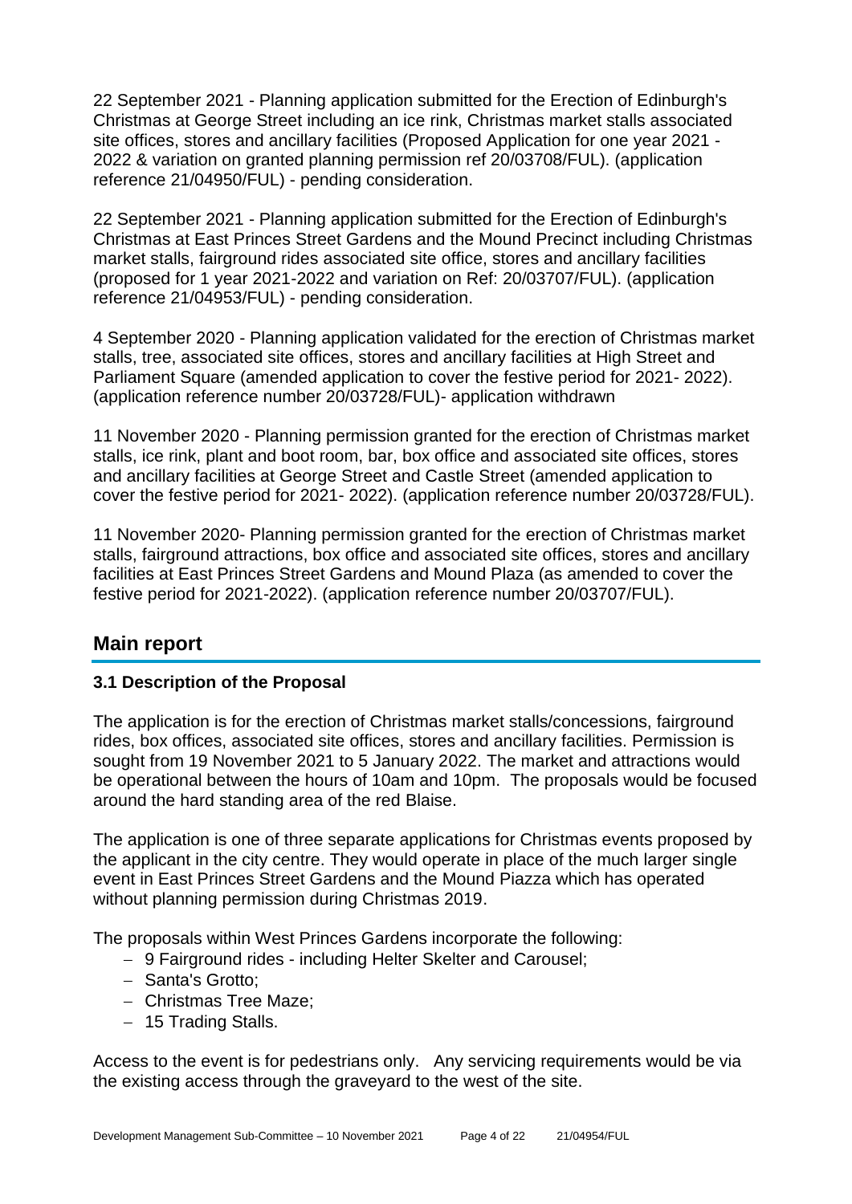22 September 2021 - Planning application submitted for the Erection of Edinburgh's Christmas at George Street including an ice rink, Christmas market stalls associated site offices, stores and ancillary facilities (Proposed Application for one year 2021 - 2022 & variation on granted planning permission ref 20/03708/FUL). (application reference 21/04950/FUL) - pending consideration.

22 September 2021 - Planning application submitted for the Erection of Edinburgh's Christmas at East Princes Street Gardens and the Mound Precinct including Christmas market stalls, fairground rides associated site office, stores and ancillary facilities (proposed for 1 year 2021-2022 and variation on Ref: 20/03707/FUL). (application reference 21/04953/FUL) - pending consideration.

4 September 2020 - Planning application validated for the erection of Christmas market stalls, tree, associated site offices, stores and ancillary facilities at High Street and Parliament Square (amended application to cover the festive period for 2021- 2022). (application reference number 20/03728/FUL)- application withdrawn

11 November 2020 - Planning permission granted for the erection of Christmas market stalls, ice rink, plant and boot room, bar, box office and associated site offices, stores and ancillary facilities at George Street and Castle Street (amended application to cover the festive period for 2021- 2022). (application reference number 20/03728/FUL).

11 November 2020- Planning permission granted for the erection of Christmas market stalls, fairground attractions, box office and associated site offices, stores and ancillary facilities at East Princes Street Gardens and Mound Plaza (as amended to cover the festive period for 2021-2022). (application reference number 20/03707/FUL).

## Main report

### 3.1 Description of the Proposal

The application is for the erection of Christmas market stalls/concessions, fairground rides, box offices, associated site offices, stores and ancillary facilities. Permission is sought from 19 November 2021 to 5 January 2022. The market and attractions would be operational between the hours of 10am and 10pm. The proposals would be focused around the hard standing area of the red Blaise.

The application is one of three separate applications for Christmas events proposed by the applicant in the city centre. They would operate in place of the much larger single event in East Princes Street Gardens and the Mound Piazza which has operated without planning permission during Christmas 2019.

The proposals within West Princes Gardens incorporate the following:

- 9 Fairground rides - including Helter Skelter and Carousel;
- Santa's Grotto;
- Christmas Tree Maze;
- 15 Trading Stalls.

Access to the event is for pedestrians only. Any servicing requirements would be via the existing access through the graveyard to the west of the site.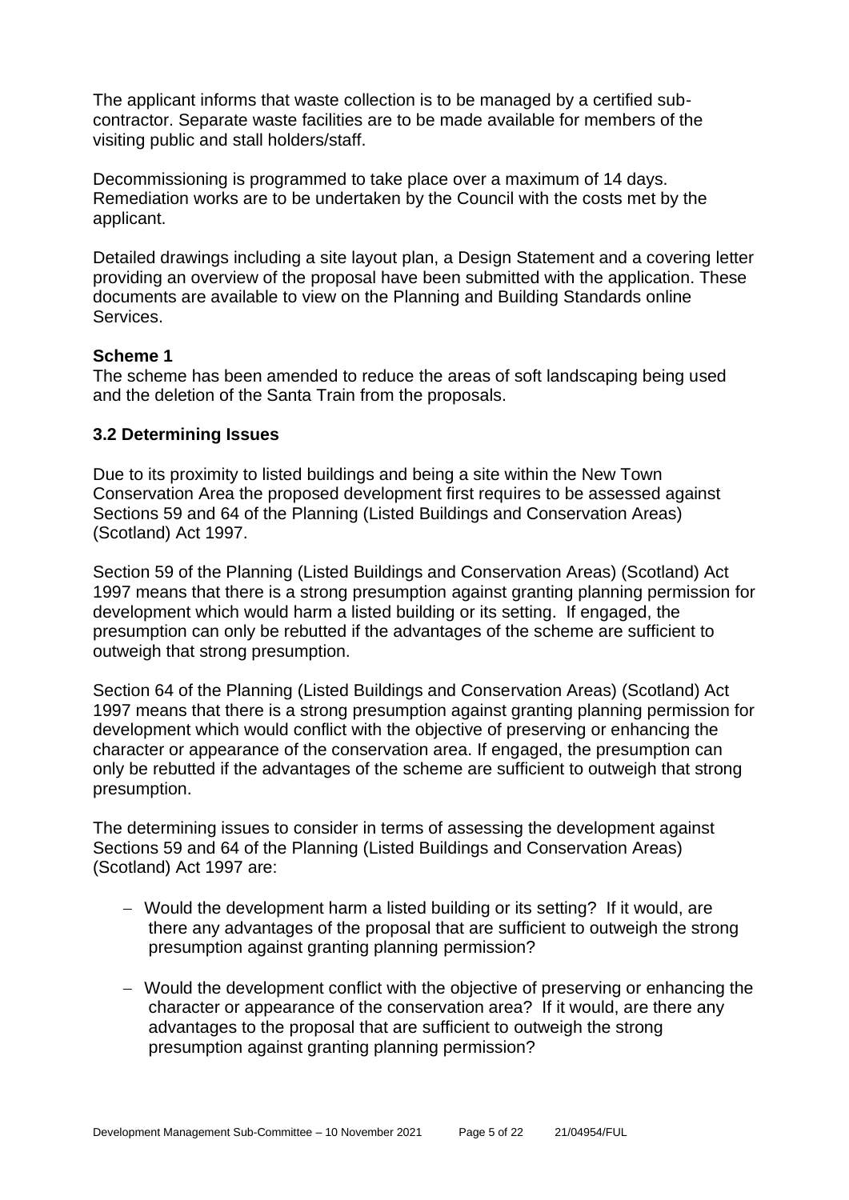The applicant informs that waste collection is to be managed by a certified sub-contractor. Separate waste facilities are to be made available for members of the visiting public and stall holders/staff.

Decommissioning is programmed to take place over a maximum of 14 days. Remediation works are to be undertaken by the Council with the costs met by the applicant.

Detailed drawings including a site layout plan, a Design Statement and a covering letter providing an overview of the proposal have been submitted with the application. These documents are available to view on the Planning and Building Standards online Services.

**Scheme 1**

The scheme has been amended to reduce the areas of soft landscaping being used and the deletion of the Santa Train from the proposals.

### 3.2 Determining Issues

Due to its proximity to listed buildings and being a site within the New Town Conservation Area the proposed development first requires to be assessed against Sections 59 and 64 of the Planning (Listed Buildings and Conservation Areas) (Scotland) Act 1997.

Section 59 of the Planning (Listed Buildings and Conservation Areas) (Scotland) Act 1997 means that there is a strong presumption against granting planning permission for development which would harm a listed building or its setting. If engaged, the presumption can only be rebutted if the advantages of the scheme are sufficient to outweigh that strong presumption.

Section 64 of the Planning (Listed Buildings and Conservation Areas) (Scotland) Act 1997 means that there is a strong presumption against granting planning permission for development which would conflict with the objective of preserving or enhancing the character or appearance of the conservation area. If engaged, the presumption can only be rebutted if the advantages of the scheme are sufficient to outweigh that strong presumption.

The determining issues to consider in terms of assessing the development against Sections 59 and 64 of the Planning (Listed Buildings and Conservation Areas) (Scotland) Act 1997 are:

- Would the development harm a listed building or its setting? If it would, are there any advantages of the proposal that are sufficient to outweigh the strong presumption against granting planning permission?

- Would the development conflict with the objective of preserving or enhancing the character or appearance of the conservation area? If it would, are there any advantages to the proposal that are sufficient to outweigh the strong presumption against granting planning permission?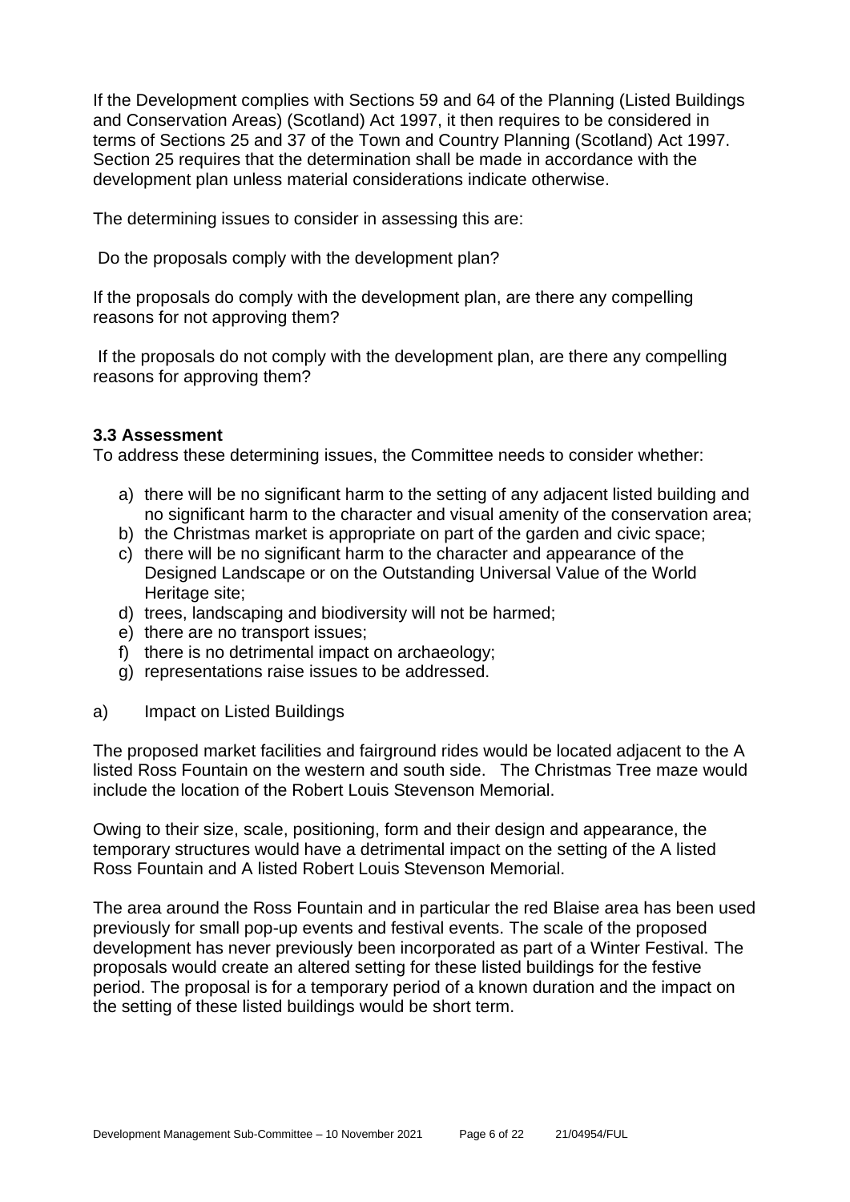If the Development complies with Sections 59 and 64 of the Planning (Listed Buildings and Conservation Areas) (Scotland) Act 1997, it then requires to be considered in terms of Sections 25 and 37 of the Town and Country Planning (Scotland) Act 1997. Section 25 requires that the determination shall be made in accordance with the development plan unless material considerations indicate otherwise.

The determining issues to consider in assessing this are:

Do the proposals comply with the development plan?

If the proposals do comply with the development plan, are there any compelling reasons for not approving them?

If the proposals do not comply with the development plan, are there any compelling reasons for approving them?

### 3.3 Assessment

To address these determining issues, the Committee needs to consider whether:

a) there will be no significant harm to the setting of any adjacent listed building and no significant harm to the character and visual amenity of the conservation area;
b) the Christmas market is appropriate on part of the garden and civic space;
c) there will be no significant harm to the character and appearance of the Designed Landscape or on the Outstanding Universal Value of the World Heritage site;
d) trees, landscaping and biodiversity will not be harmed;
e) there are no transport issues;
f) there is no detrimental impact on archaeology;
g) representations raise issues to be addressed.

a) Impact on Listed Buildings

The proposed market facilities and fairground rides would be located adjacent to the A listed Ross Fountain on the western and south side. The Christmas Tree maze would include the location of the Robert Louis Stevenson Memorial.

Owing to their size, scale, positioning, form and their design and appearance, the temporary structures would have a detrimental impact on the setting of the A listed Ross Fountain and A listed Robert Louis Stevenson Memorial.

The area around the Ross Fountain and in particular the red Blaise area has been used previously for small pop-up events and festival events. The scale of the proposed development has never previously been incorporated as part of a Winter Festival. The proposals would create an altered setting for these listed buildings for the festive period. The proposal is for a temporary period of a known duration and the impact on the setting of these listed buildings would be short term.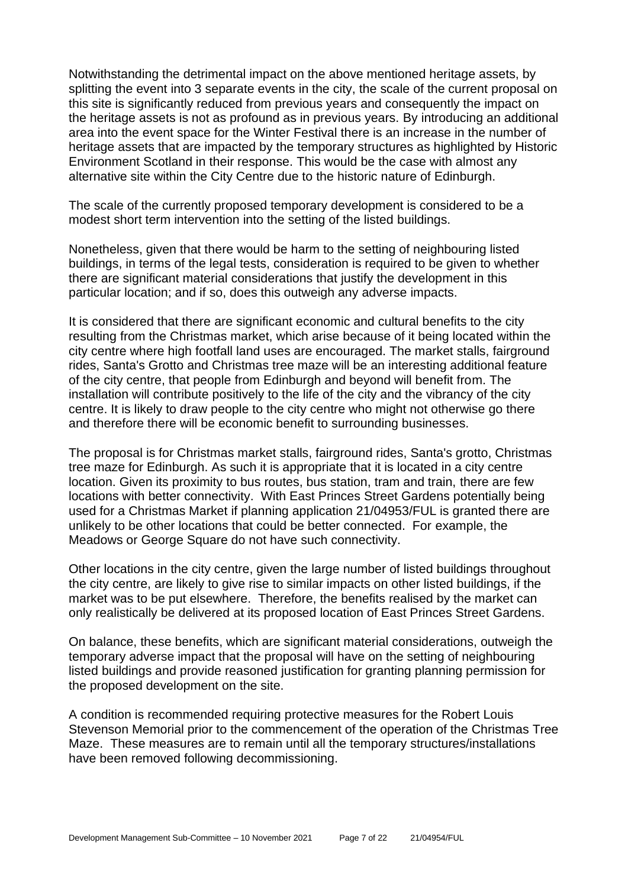Notwithstanding the detrimental impact on the above mentioned heritage assets, by splitting the event into 3 separate events in the city, the scale of the current proposal on this site is significantly reduced from previous years and consequently the impact on the heritage assets is not as profound as in previous years. By introducing an additional area into the event space for the Winter Festival there is an increase in the number of heritage assets that are impacted by the temporary structures as highlighted by Historic Environment Scotland in their response. This would be the case with almost any alternative site within the City Centre due to the historic nature of Edinburgh.

The scale of the currently proposed temporary development is considered to be a modest short term intervention into the setting of the listed buildings.

Nonetheless, given that there would be harm to the setting of neighbouring listed buildings, in terms of the legal tests, consideration is required to be given to whether there are significant material considerations that justify the development in this particular location; and if so, does this outweigh any adverse impacts.

It is considered that there are significant economic and cultural benefits to the city resulting from the Christmas market, which arise because of it being located within the city centre where high footfall land uses are encouraged. The market stalls, fairground rides, Santa's Grotto and Christmas tree maze will be an interesting additional feature of the city centre, that people from Edinburgh and beyond will benefit from. The installation will contribute positively to the life of the city and the vibrancy of the city centre. It is likely to draw people to the city centre who might not otherwise go there and therefore there will be economic benefit to surrounding businesses.

The proposal is for Christmas market stalls, fairground rides, Santa's grotto, Christmas tree maze for Edinburgh. As such it is appropriate that it is located in a city centre location. Given its proximity to bus routes, bus station, tram and train, there are few locations with better connectivity. With East Princes Street Gardens potentially being used for a Christmas Market if planning application 21/04953/FUL is granted there are unlikely to be other locations that could be better connected. For example, the Meadows or George Square do not have such connectivity.

Other locations in the city centre, given the large number of listed buildings throughout the city centre, are likely to give rise to similar impacts on other listed buildings, if the market was to be put elsewhere. Therefore, the benefits realised by the market can only realistically be delivered at its proposed location of East Princes Street Gardens.

On balance, these benefits, which are significant material considerations, outweigh the temporary adverse impact that the proposal will have on the setting of neighbouring listed buildings and provide reasoned justification for granting planning permission for the proposed development on the site.

A condition is recommended requiring protective measures for the Robert Louis Stevenson Memorial prior to the commencement of the operation of the Christmas Tree Maze. These measures are to remain until all the temporary structures/installations have been removed following decommissioning.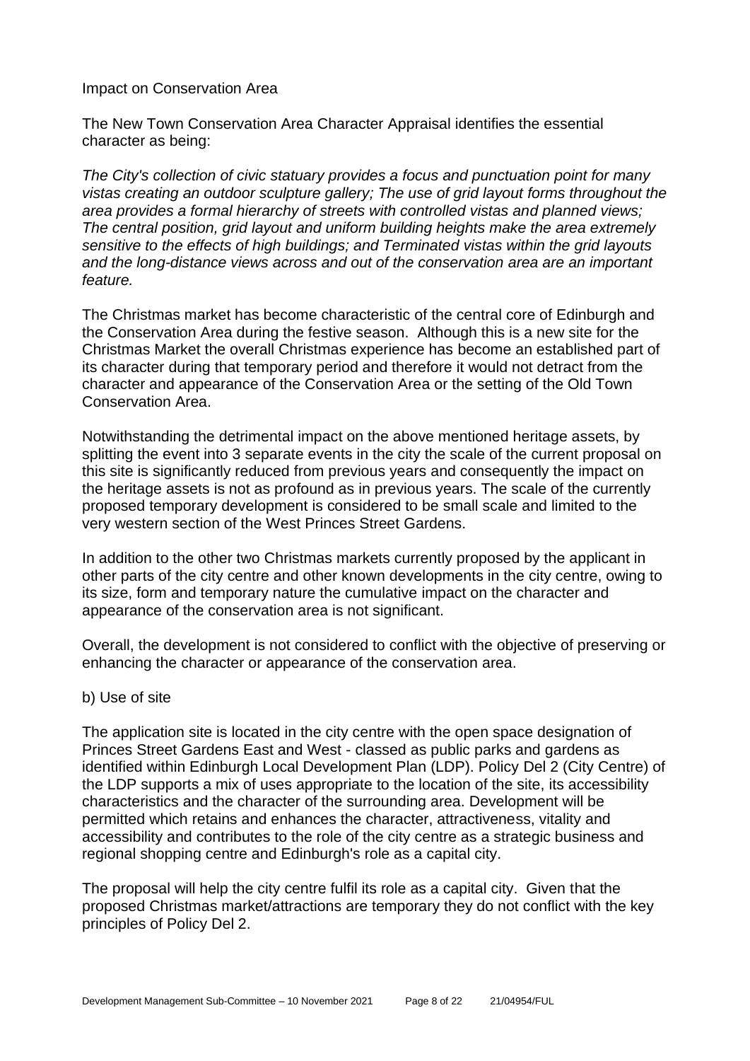Impact on Conservation Area

The New Town Conservation Area Character Appraisal identifies the essential character as being:

*The City's collection of civic statuary provides a focus and punctuation point for many vistas creating an outdoor sculpture gallery; The use of grid layout forms throughout the area provides a formal hierarchy of streets with controlled vistas and planned views; The central position, grid layout and uniform building heights make the area extremely sensitive to the effects of high buildings; and Terminated vistas within the grid layouts and the long-distance views across and out of the conservation area are an important feature.*

The Christmas market has become characteristic of the central core of Edinburgh and the Conservation Area during the festive season. Although this is a new site for the Christmas Market the overall Christmas experience has become an established part of its character during that temporary period and therefore it would not detract from the character and appearance of the Conservation Area or the setting of the Old Town Conservation Area.

Notwithstanding the detrimental impact on the above mentioned heritage assets, by splitting the event into 3 separate events in the city the scale of the current proposal on this site is significantly reduced from previous years and consequently the impact on the heritage assets is not as profound as in previous years. The scale of the currently proposed temporary development is considered to be small scale and limited to the very western section of the West Princes Street Gardens.

In addition to the other two Christmas markets currently proposed by the applicant in other parts of the city centre and other known developments in the city centre, owing to its size, form and temporary nature the cumulative impact on the character and appearance of the conservation area is not significant.

Overall, the development is not considered to conflict with the objective of preserving or enhancing the character or appearance of the conservation area.

b) Use of site

The application site is located in the city centre with the open space designation of Princes Street Gardens East and West - classed as public parks and gardens as identified within Edinburgh Local Development Plan (LDP). Policy Del 2 (City Centre) of the LDP supports a mix of uses appropriate to the location of the site, its accessibility characteristics and the character of the surrounding area. Development will be permitted which retains and enhances the character, attractiveness, vitality and accessibility and contributes to the role of the city centre as a strategic business and regional shopping centre and Edinburgh's role as a capital city.

The proposal will help the city centre fulfil its role as a capital city. Given that the proposed Christmas market/attractions are temporary they do not conflict with the key principles of Policy Del 2.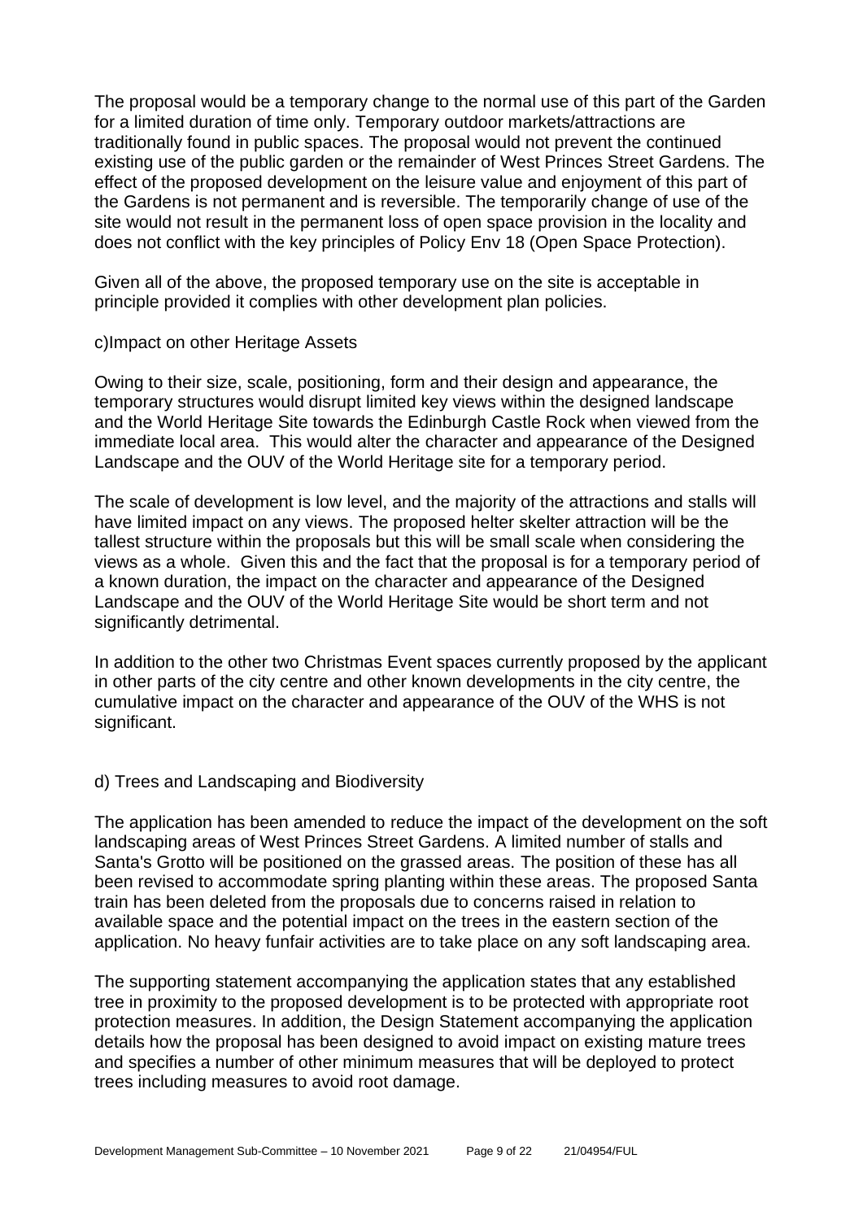The proposal would be a temporary change to the normal use of this part of the Garden for a limited duration of time only. Temporary outdoor markets/attractions are traditionally found in public spaces. The proposal would not prevent the continued existing use of the public garden or the remainder of West Princes Street Gardens. The effect of the proposed development on the leisure value and enjoyment of this part of the Gardens is not permanent and is reversible. The temporarily change of use of the site would not result in the permanent loss of open space provision in the locality and does not conflict with the key principles of Policy Env 18 (Open Space Protection).

Given all of the above, the proposed temporary use on the site is acceptable in principle provided it complies with other development plan policies.

c)Impact on other Heritage Assets

Owing to their size, scale, positioning, form and their design and appearance, the temporary structures would disrupt limited key views within the designed landscape and the World Heritage Site towards the Edinburgh Castle Rock when viewed from the immediate local area. This would alter the character and appearance of the Designed Landscape and the OUV of the World Heritage site for a temporary period.

The scale of development is low level, and the majority of the attractions and stalls will have limited impact on any views. The proposed helter skelter attraction will be the tallest structure within the proposals but this will be small scale when considering the views as a whole. Given this and the fact that the proposal is for a temporary period of a known duration, the impact on the character and appearance of the Designed Landscape and the OUV of the World Heritage Site would be short term and not significantly detrimental.

In addition to the other two Christmas Event spaces currently proposed by the applicant in other parts of the city centre and other known developments in the city centre, the cumulative impact on the character and appearance of the OUV of the WHS is not significant.

d) Trees and Landscaping and Biodiversity

The application has been amended to reduce the impact of the development on the soft landscaping areas of West Princes Street Gardens. A limited number of stalls and Santa's Grotto will be positioned on the grassed areas. The position of these has all been revised to accommodate spring planting within these areas. The proposed Santa train has been deleted from the proposals due to concerns raised in relation to available space and the potential impact on the trees in the eastern section of the application. No heavy funfair activities are to take place on any soft landscaping area.

The supporting statement accompanying the application states that any established tree in proximity to the proposed development is to be protected with appropriate root protection measures. In addition, the Design Statement accompanying the application details how the proposal has been designed to avoid impact on existing mature trees and specifies a number of other minimum measures that will be deployed to protect trees including measures to avoid root damage.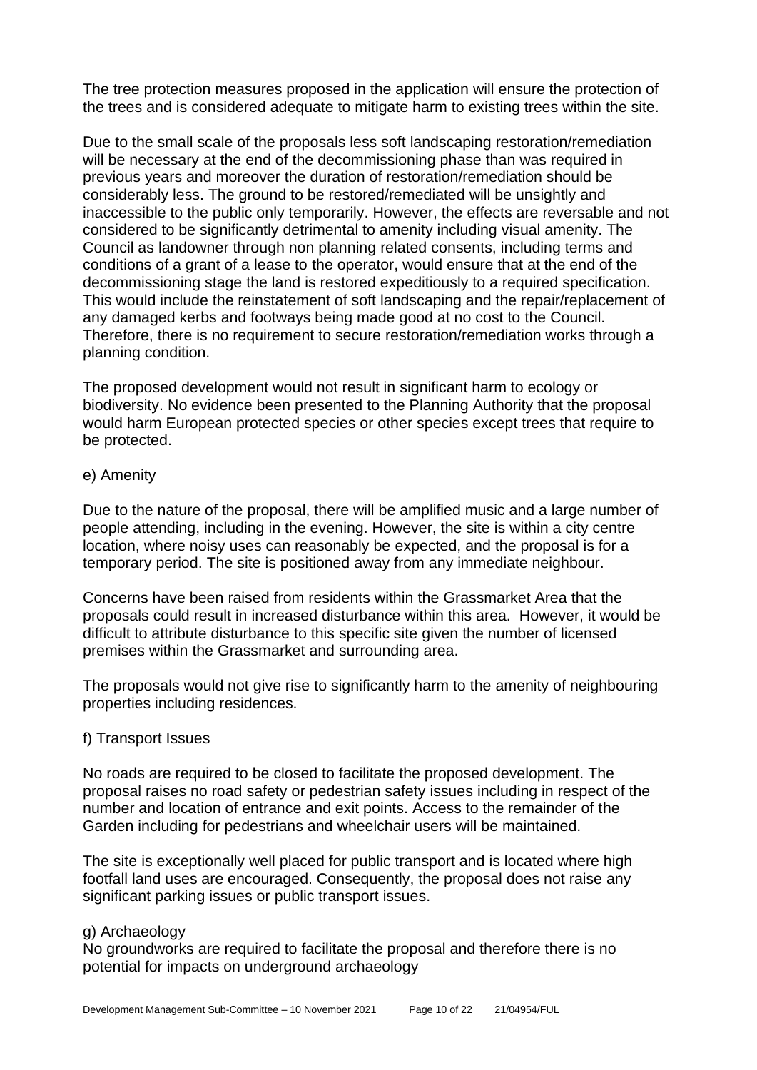The tree protection measures proposed in the application will ensure the protection of the trees and is considered adequate to mitigate harm to existing trees within the site.

Due to the small scale of the proposals less soft landscaping restoration/remediation will be necessary at the end of the decommissioning phase than was required in previous years and moreover the duration of restoration/remediation should be considerably less. The ground to be restored/remediated will be unsightly and inaccessible to the public only temporarily. However, the effects are reversable and not considered to be significantly detrimental to amenity including visual amenity. The Council as landowner through non planning related consents, including terms and conditions of a grant of a lease to the operator, would ensure that at the end of the decommissioning stage the land is restored expeditiously to a required specification. This would include the reinstatement of soft landscaping and the repair/replacement of any damaged kerbs and footways being made good at no cost to the Council. Therefore, there is no requirement to secure restoration/remediation works through a planning condition.

The proposed development would not result in significant harm to ecology or biodiversity. No evidence been presented to the Planning Authority that the proposal would harm European protected species or other species except trees that require to be protected.

e) Amenity

Due to the nature of the proposal, there will be amplified music and a large number of people attending, including in the evening. However, the site is within a city centre location, where noisy uses can reasonably be expected, and the proposal is for a temporary period. The site is positioned away from any immediate neighbour.

Concerns have been raised from residents within the Grassmarket Area that the proposals could result in increased disturbance within this area. However, it would be difficult to attribute disturbance to this specific site given the number of licensed premises within the Grassmarket and surrounding area.

The proposals would not give rise to significantly harm to the amenity of neighbouring properties including residences.

f) Transport Issues

No roads are required to be closed to facilitate the proposed development. The proposal raises no road safety or pedestrian safety issues including in respect of the number and location of entrance and exit points. Access to the remainder of the Garden including for pedestrians and wheelchair users will be maintained.

The site is exceptionally well placed for public transport and is located where high footfall land uses are encouraged. Consequently, the proposal does not raise any significant parking issues or public transport issues.

g) Archaeology

No groundworks are required to facilitate the proposal and therefore there is no potential for impacts on underground archaeology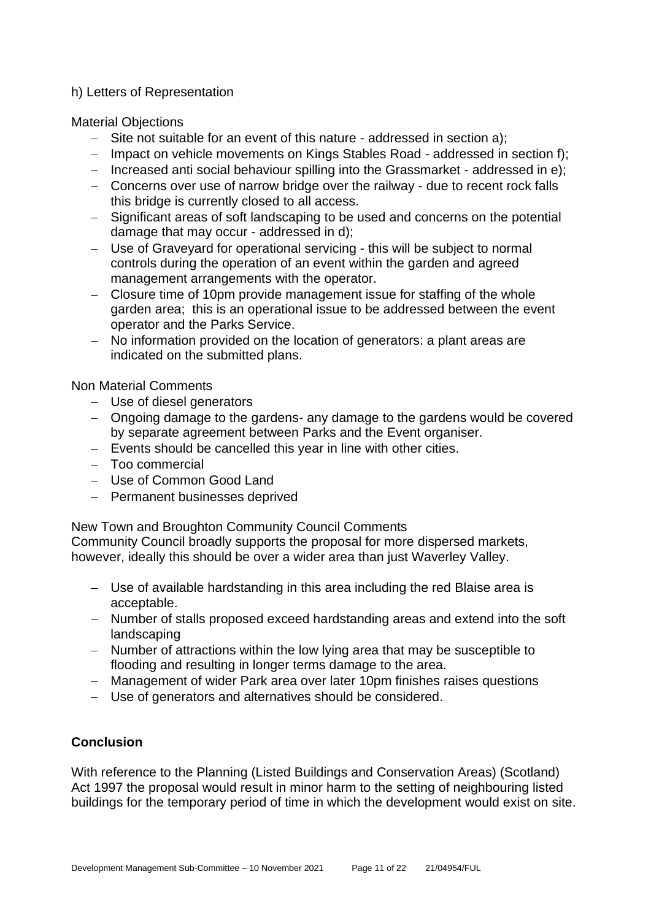h) Letters of Representation

Material Objections

- Site not suitable for an event of this nature - addressed in section a);
- Impact on vehicle movements on Kings Stables Road - addressed in section f);
- Increased anti social behaviour spilling into the Grassmarket - addressed in e);
- Concerns over use of narrow bridge over the railway - due to recent rock falls this bridge is currently closed to all access.
- Significant areas of soft landscaping to be used and concerns on the potential damage that may occur - addressed in d);
- Use of Graveyard for operational servicing - this will be subject to normal controls during the operation of an event within the garden and agreed management arrangements with the operator.
- Closure time of 10pm provide management issue for staffing of the whole garden area; this is an operational issue to be addressed between the event operator and the Parks Service.
- No information provided on the location of generators: a plant areas are indicated on the submitted plans.

Non Material Comments

- Use of diesel generators
- Ongoing damage to the gardens- any damage to the gardens would be covered by separate agreement between Parks and the Event organiser.
- Events should be cancelled this year in line with other cities.
- Too commercial
- Use of Common Good Land
- Permanent businesses deprived

New Town and Broughton Community Council Comments
Community Council broadly supports the proposal for more dispersed markets, however, ideally this should be over a wider area than just Waverley Valley.

- Use of available hardstanding in this area including the red Blaise area is acceptable.
- Number of stalls proposed exceed hardstanding areas and extend into the soft landscaping
- Number of attractions within the low lying area that may be susceptible to flooding and resulting in longer terms damage to the area.
- Management of wider Park area over later 10pm finishes raises questions
- Use of generators and alternatives should be considered.

## Conclusion

With reference to the Planning (Listed Buildings and Conservation Areas) (Scotland) Act 1997 the proposal would result in minor harm to the setting of neighbouring listed buildings for the temporary period of time in which the development would exist on site.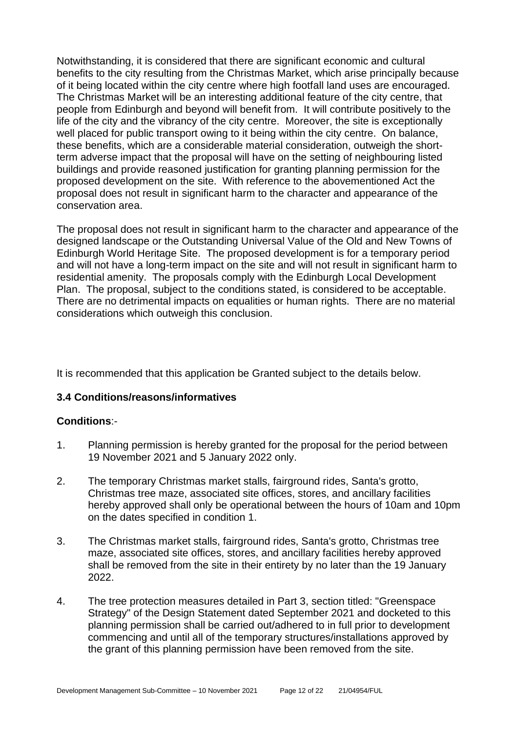Notwithstanding, it is considered that there are significant economic and cultural benefits to the city resulting from the Christmas Market, which arise principally because of it being located within the city centre where high footfall land uses are encouraged. The Christmas Market will be an interesting additional feature of the city centre, that people from Edinburgh and beyond will benefit from. It will contribute positively to the life of the city and the vibrancy of the city centre. Moreover, the site is exceptionally well placed for public transport owing to it being within the city centre. On balance, these benefits, which are a considerable material consideration, outweigh the short-term adverse impact that the proposal will have on the setting of neighbouring listed buildings and provide reasoned justification for granting planning permission for the proposed development on the site. With reference to the abovementioned Act the proposal does not result in significant harm to the character and appearance of the conservation area.

The proposal does not result in significant harm to the character and appearance of the designed landscape or the Outstanding Universal Value of the Old and New Towns of Edinburgh World Heritage Site. The proposed development is for a temporary period and will not have a long-term impact on the site and will not result in significant harm to residential amenity. The proposals comply with the Edinburgh Local Development Plan. The proposal, subject to the conditions stated, is considered to be acceptable. There are no detrimental impacts on equalities or human rights. There are no material considerations which outweigh this conclusion.

It is recommended that this application be Granted subject to the details below.

### 3.4 Conditions/reasons/informatives

**Conditions**:-

1. Planning permission is hereby granted for the proposal for the period between 19 November 2021 and 5 January 2022 only.

2. The temporary Christmas market stalls, fairground rides, Santa's grotto, Christmas tree maze, associated site offices, stores, and ancillary facilities hereby approved shall only be operational between the hours of 10am and 10pm on the dates specified in condition 1.

3. The Christmas market stalls, fairground rides, Santa's grotto, Christmas tree maze, associated site offices, stores, and ancillary facilities hereby approved shall be removed from the site in their entirety by no later than the 19 January 2022.

4. The tree protection measures detailed in Part 3, section titled: "Greenspace Strategy" of the Design Statement dated September 2021 and docketed to this planning permission shall be carried out/adhered to in full prior to development commencing and until all of the temporary structures/installations approved by the grant of this planning permission have been removed from the site.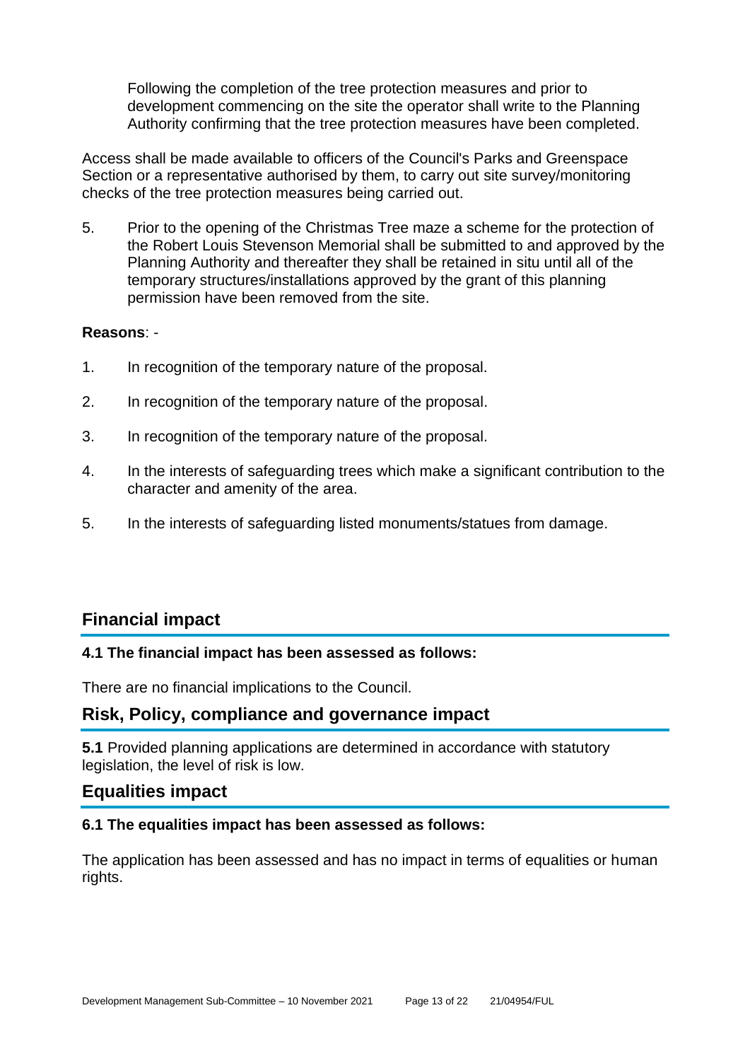Following the completion of the tree protection measures and prior to development commencing on the site the operator shall write to the Planning Authority confirming that the tree protection measures have been completed.

Access shall be made available to officers of the Council's Parks and Greenspace Section or a representative authorised by them, to carry out site survey/monitoring checks of the tree protection measures being carried out.

5. Prior to the opening of the Christmas Tree maze a scheme for the protection of the Robert Louis Stevenson Memorial shall be submitted to and approved by the Planning Authority and thereafter they shall be retained in situ until all of the temporary structures/installations approved by the grant of this planning permission have been removed from the site.

**Reasons**: -

1. In recognition of the temporary nature of the proposal.

2. In recognition of the temporary nature of the proposal.

3. In recognition of the temporary nature of the proposal.

4. In the interests of safeguarding trees which make a significant contribution to the character and amenity of the area.

5. In the interests of safeguarding listed monuments/statues from damage.

## Financial impact

#### 4.1 The financial impact has been assessed as follows:

There are no financial implications to the Council.

## Risk, Policy, compliance and governance impact

**5.1** Provided planning applications are determined in accordance with statutory legislation, the level of risk is low.

## Equalities impact

#### 6.1 The equalities impact has been assessed as follows:

The application has been assessed and has no impact in terms of equalities or human rights.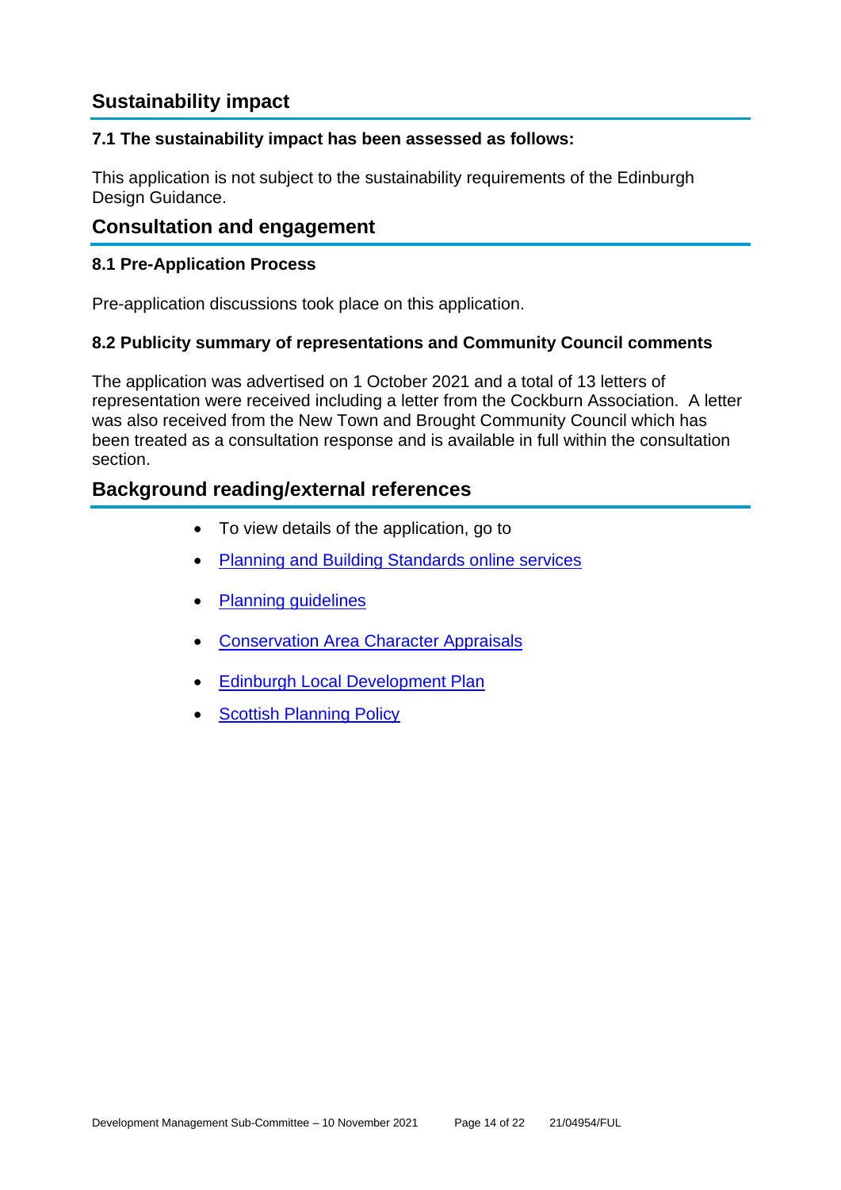## Sustainability impact

### 7.1 The sustainability impact has been assessed as follows:

This application is not subject to the sustainability requirements of the Edinburgh Design Guidance.

## Consultation and engagement

### 8.1 Pre-Application Process

Pre-application discussions took place on this application.

### 8.2 Publicity summary of representations and Community Council comments

The application was advertised on 1 October 2021 and a total of 13 letters of representation were received including a letter from the Cockburn Association. A letter was also received from the New Town and Brought Community Council which has been treated as a consultation response and is available in full within the consultation section.

## Background reading/external references

- To view details of the application, go to
- Planning and Building Standards online services
- Planning guidelines
- Conservation Area Character Appraisals
- Edinburgh Local Development Plan
- Scottish Planning Policy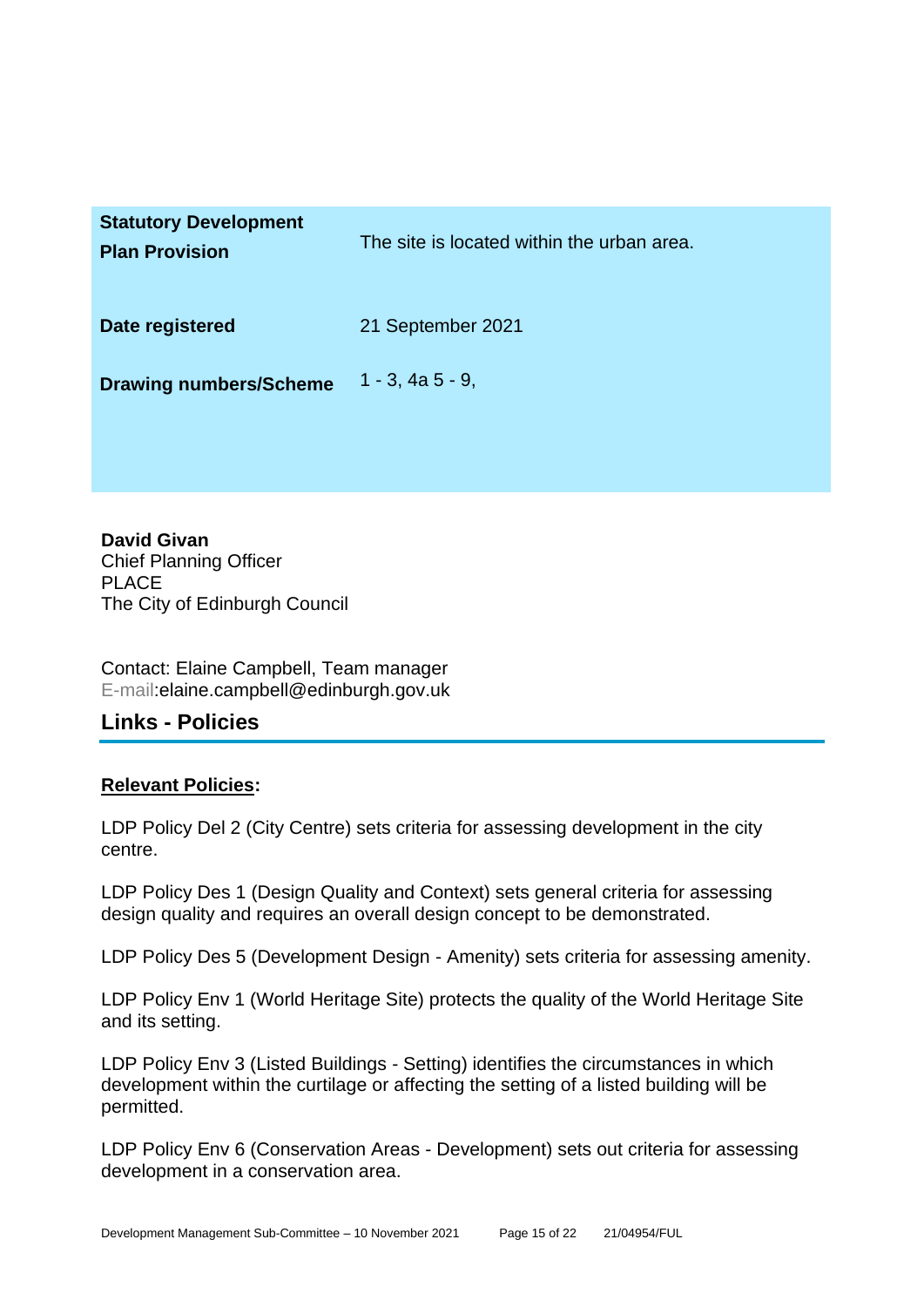| | |
|---|---|
| **Statistory Development Plan Provision** | The site is located within the urban area. |
| **Date registered** | 21 September 2021 |
| **Drawing numbers/Scheme** | 1 - 3, 4a 5 - 9, |

**David Givan**
Chief Planning Officer
PLACE
The City of Edinburgh Council

Contact: Elaine Campbell, Team manager
E-mail:elaine.campbell@edinburgh.gov.uk

## Links - Policies

**Relevant Policies:**

LDP Policy Del 2 (City Centre) sets criteria for assessing development in the city centre.

LDP Policy Des 1 (Design Quality and Context) sets general criteria for assessing design quality and requires an overall design concept to be demonstrated.

LDP Policy Des 5 (Development Design - Amenity) sets criteria for assessing amenity.

LDP Policy Env 1 (World Heritage Site) protects the quality of the World Heritage Site and its setting.

LDP Policy Env 3 (Listed Buildings - Setting) identifies the circumstances in which development within the curtilage or affecting the setting of a listed building will be permitted.

LDP Policy Env 6 (Conservation Areas - Development) sets out criteria for assessing development in a conservation area.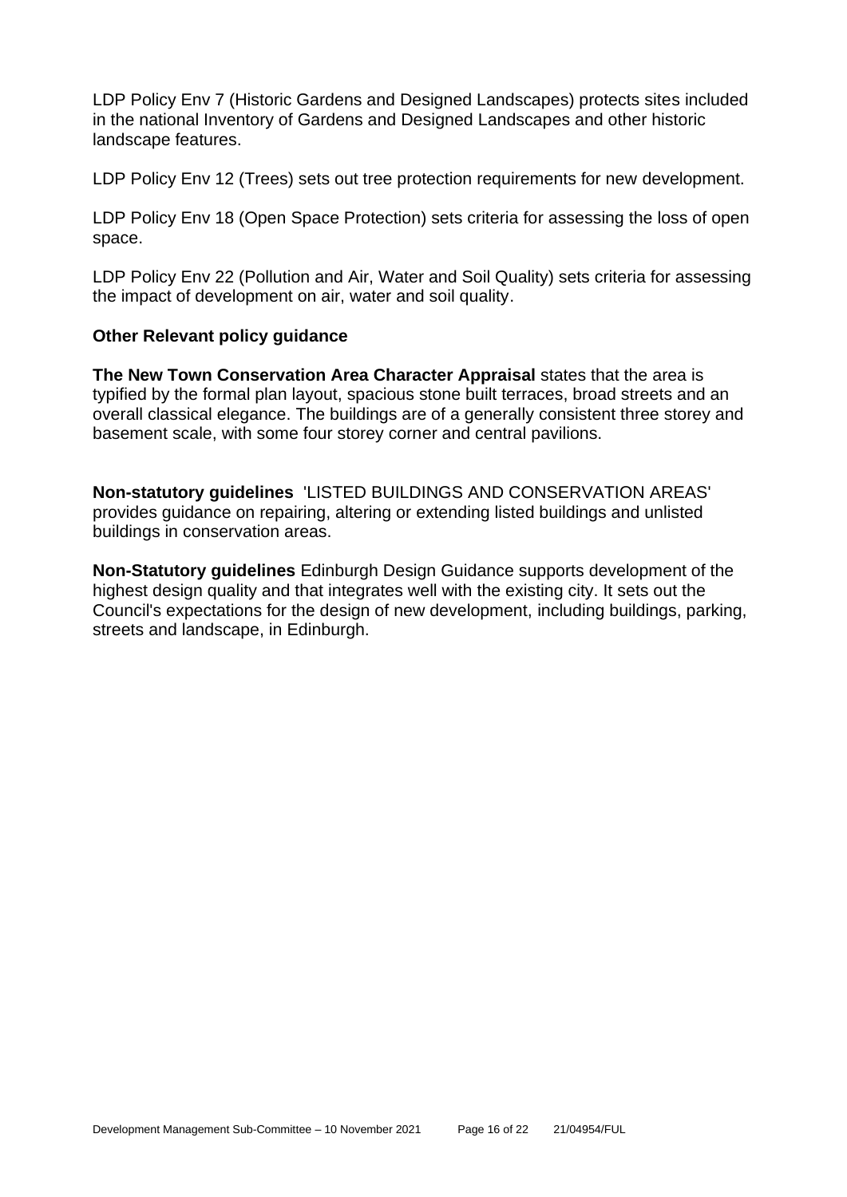LDP Policy Env 7 (Historic Gardens and Designed Landscapes) protects sites included in the national Inventory of Gardens and Designed Landscapes and other historic landscape features.

LDP Policy Env 12 (Trees) sets out tree protection requirements for new development.

LDP Policy Env 18 (Open Space Protection) sets criteria for assessing the loss of open space.

LDP Policy Env 22 (Pollution and Air, Water and Soil Quality) sets criteria for assessing the impact of development on air, water and soil quality.

**Other Relevant policy guidance**

**The New Town Conservation Area Character Appraisal** states that the area is typified by the formal plan layout, spacious stone built terraces, broad streets and an overall classical elegance. The buildings are of a generally consistent three storey and basement scale, with some four storey corner and central pavilions.

**Non-statutory guidelines** 'LISTED BUILDINGS AND CONSERVATION AREAS' provides guidance on repairing, altering or extending listed buildings and unlisted buildings in conservation areas.

**Non-Statutory guidelines** Edinburgh Design Guidance supports development of the highest design quality and that integrates well with the existing city. It sets out the Council's expectations for the design of new development, including buildings, parking, streets and landscape, in Edinburgh.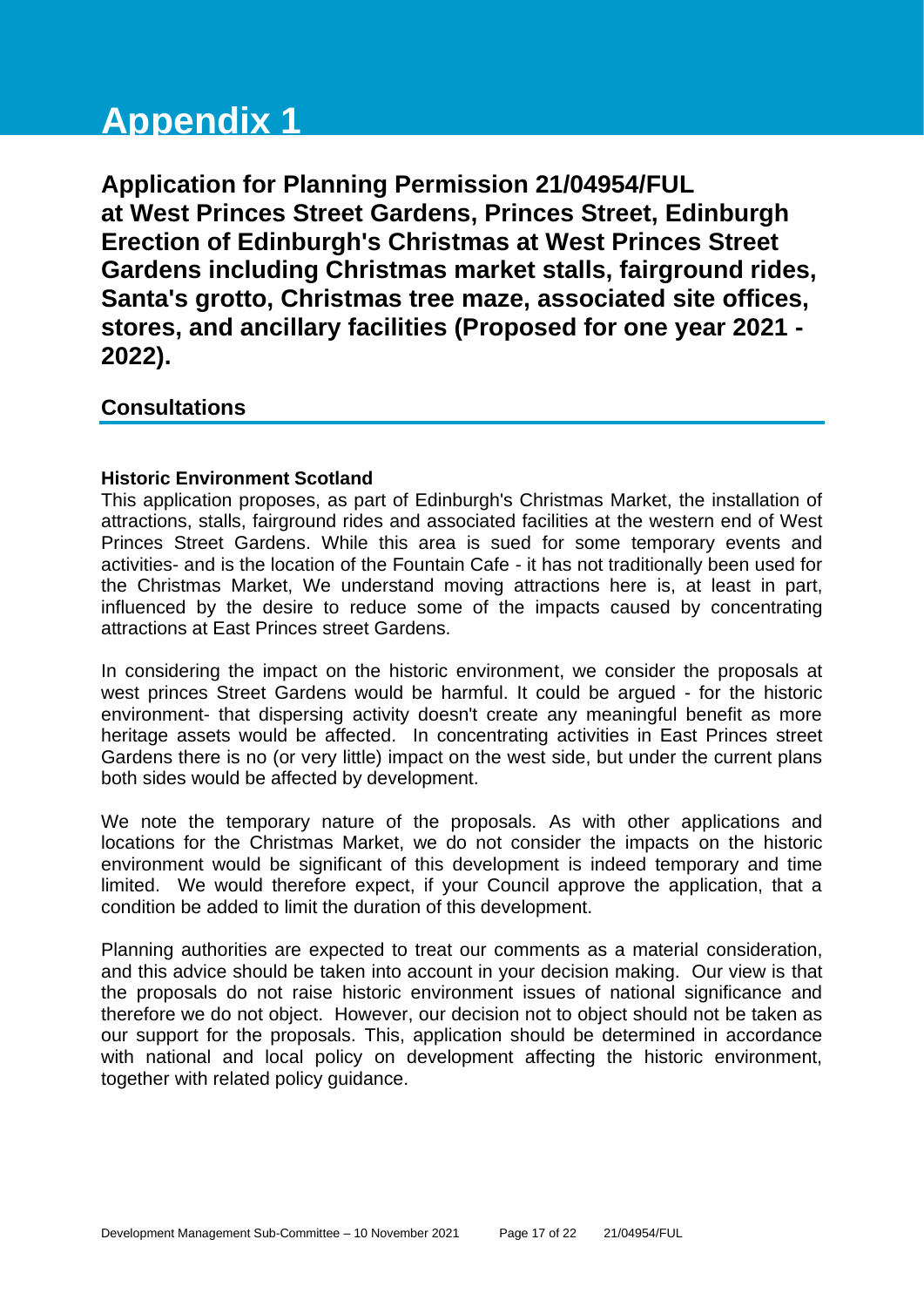# Appendix 1

**Application for Planning Permission 21/04954/FUL at West Princes Street Gardens, Princes Street, Edinburgh Erection of Edinburgh's Christmas at West Princes Street Gardens including Christmas market stalls, fairground rides, Santa's grotto, Christmas tree maze, associated site offices, stores, and ancillary facilities (Proposed for one year 2021 - 2022).**

## Consultations

**Historic Environment Scotland**

This application proposes, as part of Edinburgh's Christmas Market, the installation of attractions, stalls, fairground rides and associated facilities at the western end of West Princes Street Gardens. While this area is sued for some temporary events and activities- and is the location of the Fountain Cafe - it has not traditionally been used for the Christmas Market, We understand moving attractions here is, at least in part, influenced by the desire to reduce some of the impacts caused by concentrating attractions at East Princes street Gardens.

In considering the impact on the historic environment, we consider the proposals at west princes Street Gardens would be harmful. It could be argued - for the historic environment- that dispersing activity doesn't create any meaningful benefit as more heritage assets would be affected. In concentrating activities in East Princes street Gardens there is no (or very little) impact on the west side, but under the current plans both sides would be affected by development.

We note the temporary nature of the proposals. As with other applications and locations for the Christmas Market, we do not consider the impacts on the historic environment would be significant of this development is indeed temporary and time limited. We would therefore expect, if your Council approve the application, that a condition be added to limit the duration of this development.

Planning authorities are expected to treat our comments as a material consideration, and this advice should be taken into account in your decision making. Our view is that the proposals do not raise historic environment issues of national significance and therefore we do not object. However, our decision not to object should not be taken as our support for the proposals. This, application should be determined in accordance with national and local policy on development affecting the historic environment, together with related policy guidance.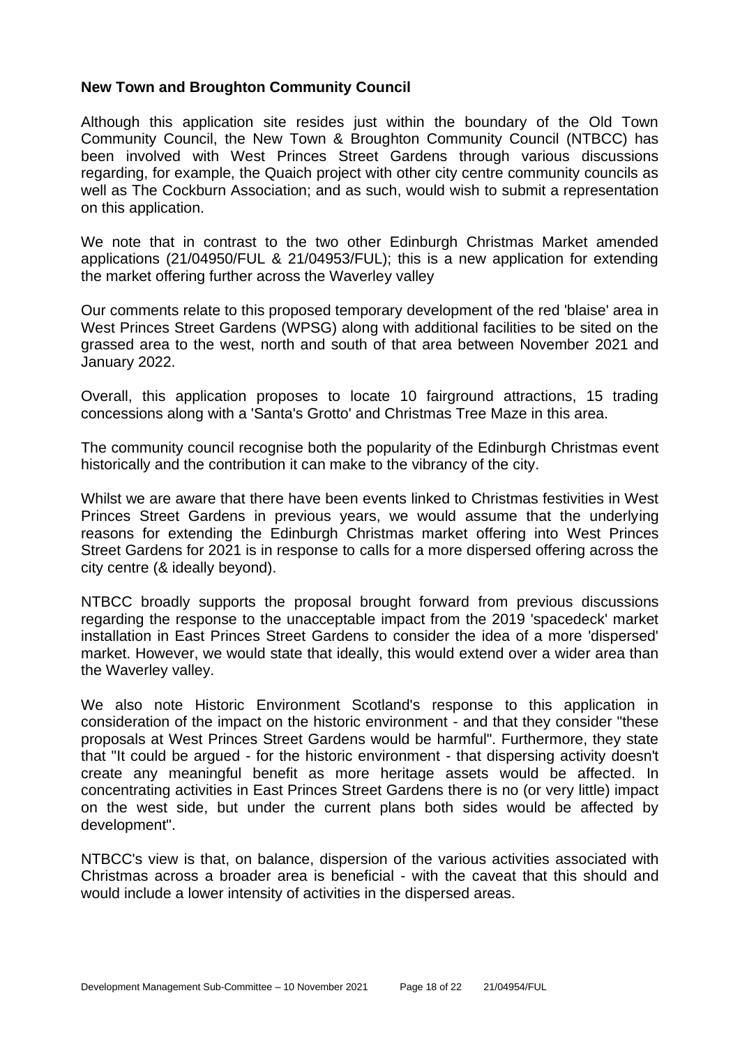**New Town and Broughton Community Council**

Although this application site resides just within the boundary of the Old Town Community Council, the New Town & Broughton Community Council (NTBCC) has been involved with West Princes Street Gardens through various discussions regarding, for example, the Quaich project with other city centre community councils as well as The Cockburn Association; and as such, would wish to submit a representation on this application.

We note that in contrast to the two other Edinburgh Christmas Market amended applications (21/04950/FUL & 21/04953/FUL); this is a new application for extending the market offering further across the Waverley valley

Our comments relate to this proposed temporary development of the red 'blaise' area in West Princes Street Gardens (WPSG) along with additional facilities to be sited on the grassed area to the west, north and south of that area between November 2021 and January 2022.

Overall, this application proposes to locate 10 fairground attractions, 15 trading concessions along with a 'Santa's Grotto' and Christmas Tree Maze in this area.

The community council recognise both the popularity of the Edinburgh Christmas event historically and the contribution it can make to the vibrancy of the city.

Whilst we are aware that there have been events linked to Christmas festivities in West Princes Street Gardens in previous years, we would assume that the underlying reasons for extending the Edinburgh Christmas market offering into West Princes Street Gardens for 2021 is in response to calls for a more dispersed offering across the city centre (& ideally beyond).

NTBCC broadly supports the proposal brought forward from previous discussions regarding the response to the unacceptable impact from the 2019 'spacedeck' market installation in East Princes Street Gardens to consider the idea of a more 'dispersed' market. However, we would state that ideally, this would extend over a wider area than the Waverley valley.

We also note Historic Environment Scotland's response to this application in consideration of the impact on the historic environment - and that they consider "these proposals at West Princes Street Gardens would be harmful". Furthermore, they state that "It could be argued - for the historic environment - that dispersing activity doesn't create any meaningful benefit as more heritage assets would be affected. In concentrating activities in East Princes Street Gardens there is no (or very little) impact on the west side, but under the current plans both sides would be affected by development".

NTBCC's view is that, on balance, dispersion of the various activities associated with Christmas across a broader area is beneficial - with the caveat that this should and would include a lower intensity of activities in the dispersed areas.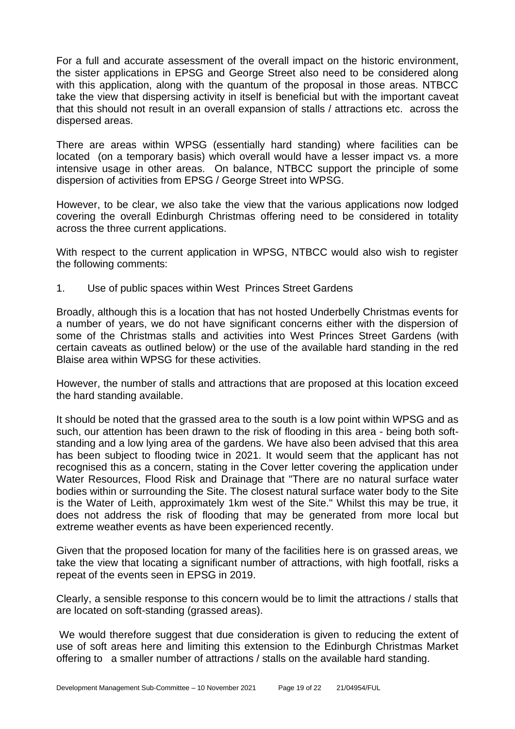For a full and accurate assessment of the overall impact on the historic environment, the sister applications in EPSG and George Street also need to be considered along with this application, along with the quantum of the proposal in those areas. NTBCC take the view that dispersing activity in itself is beneficial but with the important caveat that this should not result in an overall expansion of stalls / attractions etc. across the dispersed areas.

There are areas within WPSG (essentially hard standing) where facilities can be located (on a temporary basis) which overall would have a lesser impact vs. a more intensive usage in other areas. On balance, NTBCC support the principle of some dispersion of activities from EPSG / George Street into WPSG.

However, to be clear, we also take the view that the various applications now lodged covering the overall Edinburgh Christmas offering need to be considered in totality across the three current applications.

With respect to the current application in WPSG, NTBCC would also wish to register the following comments:

1. Use of public spaces within West Princes Street Gardens

Broadly, although this is a location that has not hosted Underbelly Christmas events for a number of years, we do not have significant concerns either with the dispersion of some of the Christmas stalls and activities into West Princes Street Gardens (with certain caveats as outlined below) or the use of the available hard standing in the red Blaise area within WPSG for these activities.

However, the number of stalls and attractions that are proposed at this location exceed the hard standing available.

It should be noted that the grassed area to the south is a low point within WPSG and as such, our attention has been drawn to the risk of flooding in this area - being both soft-standing and a low lying area of the gardens. We have also been advised that this area has been subject to flooding twice in 2021. It would seem that the applicant has not recognised this as a concern, stating in the Cover letter covering the application under Water Resources, Flood Risk and Drainage that "There are no natural surface water bodies within or surrounding the Site. The closest natural surface water body to the Site is the Water of Leith, approximately 1km west of the Site." Whilst this may be true, it does not address the risk of flooding that may be generated from more local but extreme weather events as have been experienced recently.

Given that the proposed location for many of the facilities here is on grassed areas, we take the view that locating a significant number of attractions, with high footfall, risks a repeat of the events seen in EPSG in 2019.

Clearly, a sensible response to this concern would be to limit the attractions / stalls that are located on soft-standing (grassed areas).

We would therefore suggest that due consideration is given to reducing the extent of use of soft areas here and limiting this extension to the Edinburgh Christmas Market offering to a smaller number of attractions / stalls on the available hard standing.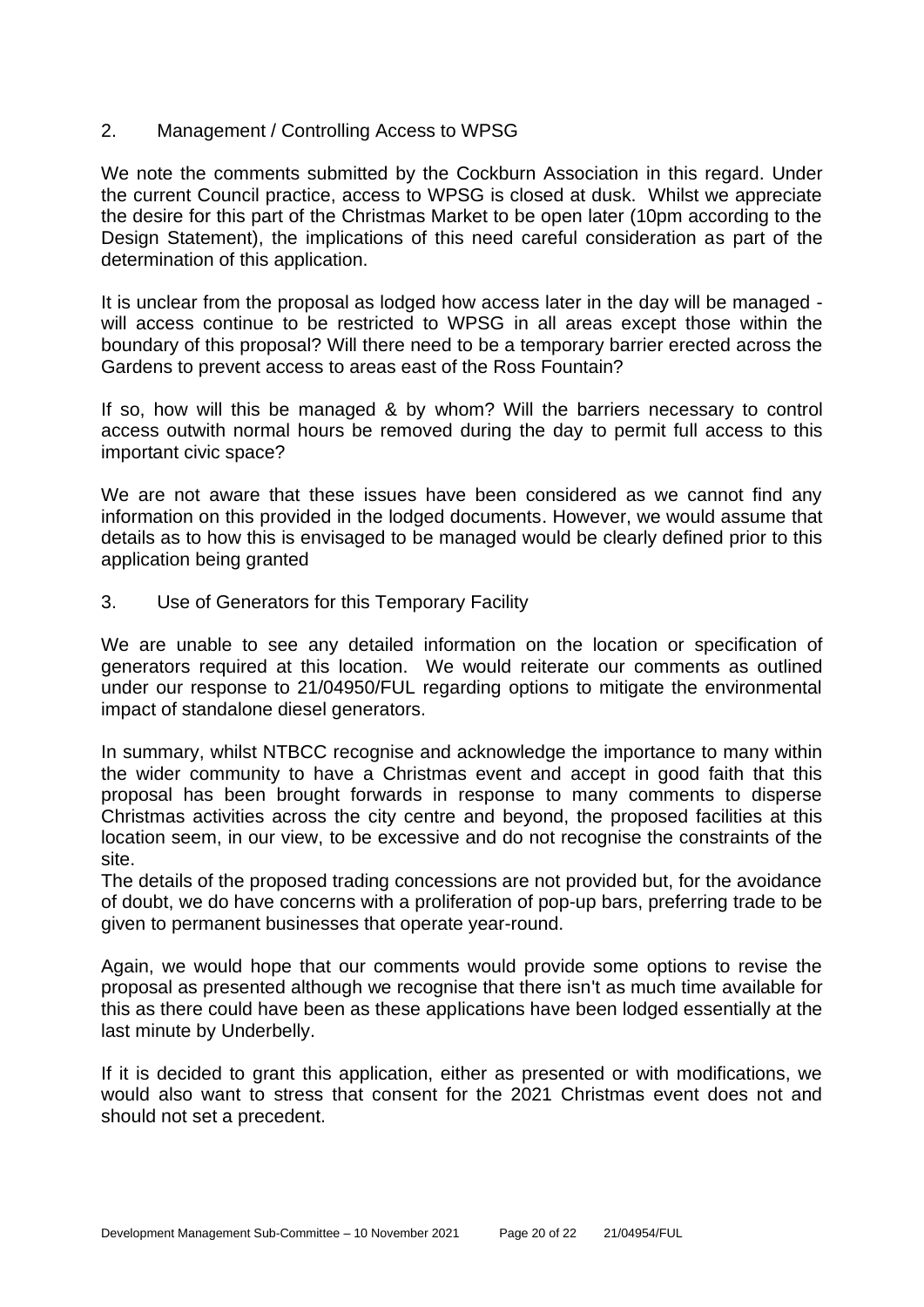2. Management / Controlling Access to WPSG

We note the comments submitted by the Cockburn Association in this regard. Under the current Council practice, access to WPSG is closed at dusk. Whilst we appreciate the desire for this part of the Christmas Market to be open later (10pm according to the Design Statement), the implications of this need careful consideration as part of the determination of this application.

It is unclear from the proposal as lodged how access later in the day will be managed - will access continue to be restricted to WPSG in all areas except those within the boundary of this proposal? Will there need to be a temporary barrier erected across the Gardens to prevent access to areas east of the Ross Fountain?

If so, how will this be managed & by whom? Will the barriers necessary to control access outwith normal hours be removed during the day to permit full access to this important civic space?

We are not aware that these issues have been considered as we cannot find any information on this provided in the lodged documents. However, we would assume that details as to how this is envisaged to be managed would be clearly defined prior to this application being granted

3. Use of Generators for this Temporary Facility

We are unable to see any detailed information on the location or specification of generators required at this location. We would reiterate our comments as outlined under our response to 21/04950/FUL regarding options to mitigate the environmental impact of standalone diesel generators.

In summary, whilst NTBCC recognise and acknowledge the importance to many within the wider community to have a Christmas event and accept in good faith that this proposal has been brought forwards in response to many comments to disperse Christmas activities across the city centre and beyond, the proposed facilities at this location seem, in our view, to be excessive and do not recognise the constraints of the site.
The details of the proposed trading concessions are not provided but, for the avoidance of doubt, we do have concerns with a proliferation of pop-up bars, preferring trade to be given to permanent businesses that operate year-round.

Again, we would hope that our comments would provide some options to revise the proposal as presented although we recognise that there isn't as much time available for this as there could have been as these applications have been lodged essentially at the last minute by Underbelly.

If it is decided to grant this application, either as presented or with modifications, we would also want to stress that consent for the 2021 Christmas event does not and should not set a precedent.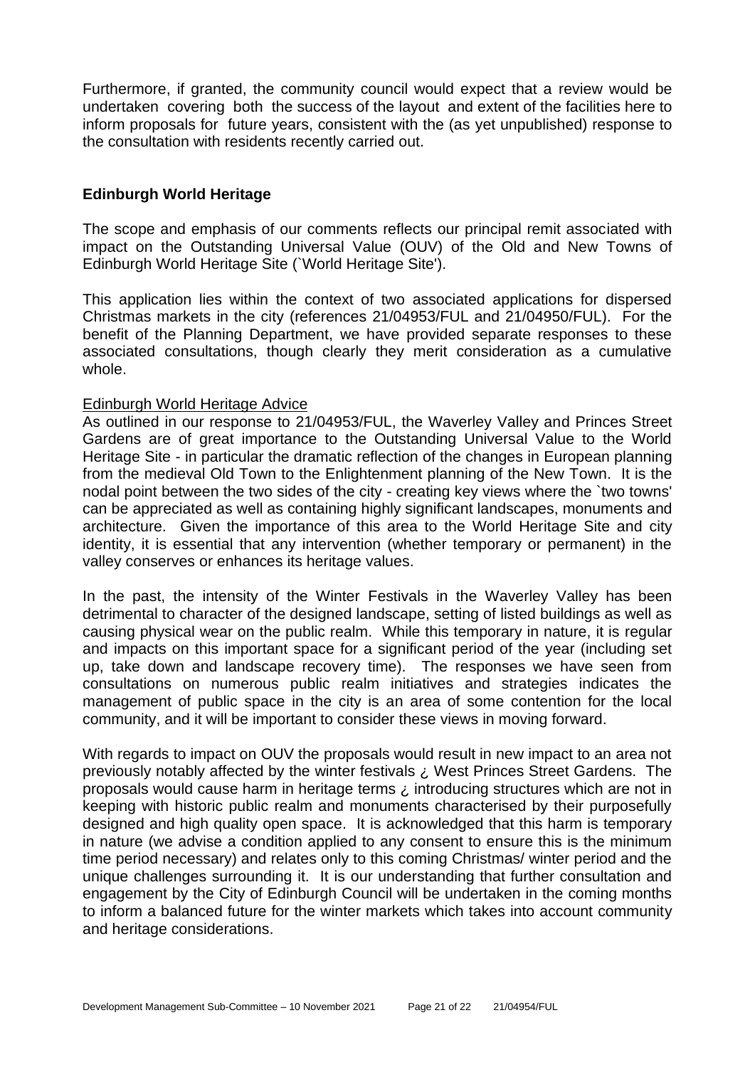Furthermore, if granted, the community council would expect that a review would be undertaken covering both the success of the layout and extent of the facilities here to inform proposals for future years, consistent with the (as yet unpublished) response to the consultation with residents recently carried out.

## Edinburgh World Heritage

The scope and emphasis of our comments reflects our principal remit associated with impact on the Outstanding Universal Value (OUV) of the Old and New Towns of Edinburgh World Heritage Site (`World Heritage Site').

This application lies within the context of two associated applications for dispersed Christmas markets in the city (references 21/04953/FUL and 21/04950/FUL). For the benefit of the Planning Department, we have provided separate responses to these associated consultations, though clearly they merit consideration as a cumulative whole.

Edinburgh World Heritage Advice

As outlined in our response to 21/04953/FUL, the Waverley Valley and Princes Street Gardens are of great importance to the Outstanding Universal Value to the World Heritage Site - in particular the dramatic reflection of the changes in European planning from the medieval Old Town to the Enlightenment planning of the New Town. It is the nodal point between the two sides of the city - creating key views where the `two towns' can be appreciated as well as containing highly significant landscapes, monuments and architecture. Given the importance of this area to the World Heritage Site and city identity, it is essential that any intervention (whether temporary or permanent) in the valley conserves or enhances its heritage values.

In the past, the intensity of the Winter Festivals in the Waverley Valley has been detrimental to character of the designed landscape, setting of listed buildings as well as causing physical wear on the public realm. While this temporary in nature, it is regular and impacts on this important space for a significant period of the year (including set up, take down and landscape recovery time). The responses we have seen from consultations on numerous public realm initiatives and strategies indicates the management of public space in the city is an area of some contention for the local community, and it will be important to consider these views in moving forward.

With regards to impact on OUV the proposals would result in new impact to an area not previously notably affected by the winter festivals ¿ West Princes Street Gardens. The proposals would cause harm in heritage terms ¿ introducing structures which are not in keeping with historic public realm and monuments characterised by their purposefully designed and high quality open space. It is acknowledged that this harm is temporary in nature (we advise a condition applied to any consent to ensure this is the minimum time period necessary) and relates only to this coming Christmas/ winter period and the unique challenges surrounding it. It is our understanding that further consultation and engagement by the City of Edinburgh Council will be undertaken in the coming months to inform a balanced future for the winter markets which takes into account community and heritage considerations.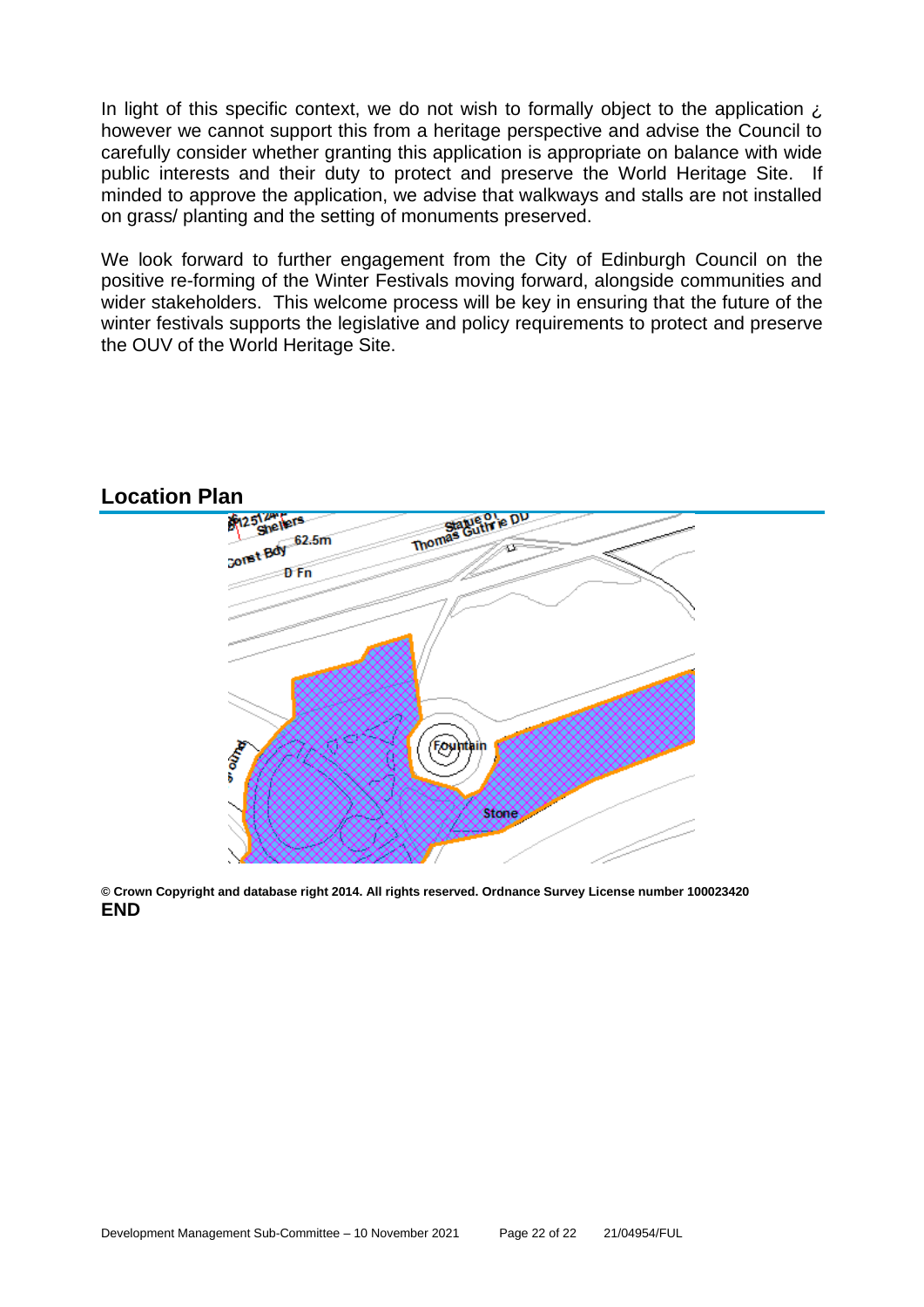In light of this specific context, we do not wish to formally object to the application ¿ however we cannot support this from a heritage perspective and advise the Council to carefully consider whether granting this application is appropriate on balance with wide public interests and their duty to protect and preserve the World Heritage Site. If minded to approve the application, we advise that walkways and stalls are not installed on grass/ planting and the setting of monuments preserved.

We look forward to further engagement from the City of Edinburgh Council on the positive re-forming of the Winter Festivals moving forward, alongside communities and wider stakeholders. This welcome process will be key in ensuring that the future of the winter festivals supports the legislative and policy requirements to protect and preserve the OUV of the World Heritage Site.

## Location Plan

Shelters
62.5m
Const Bdy
D Fn
Statue of Thomas Guthrie DD
Fountain
Stone

**© Crown Copyright and database right 2014. All rights reserved. Ordnance Survey License number 100023420**

**END**